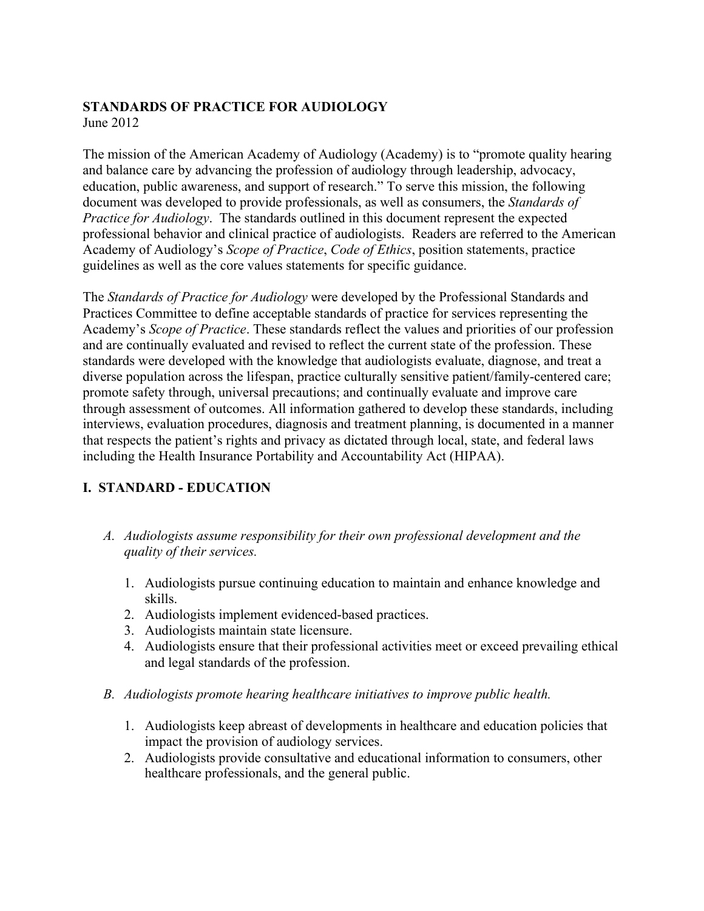# STANDARDS OF PRACTICE FOR AUDIOLOGY

June 2012

The mission of the American Academy of Audiology (Academy) is to "promote quality hearing and balance care by advancing the profession of audiology through leadership, advocacy, education, public awareness, and support of research." To serve this mission, the following document was developed to provide professionals, as well as consumers, the *Standards of Practice for Audiology*. The standards outlined in this document represent the expected professional behavior and clinical practice of audiologists. Readers are referred to the American Academy of Audiology's *Scope of Practice*, *Code of Ethics*, position statements, practice guidelines as well as the core values statements for specific guidance.

The *Standards of Practice for Audiology* were developed by the Professional Standards and Practices Committee to define acceptable standards of practice for services representing the Academy's *Scope of Practice*. These standards reflect the values and priorities of our profession and are continually evaluated and revised to reflect the current state of the profession. These standards were developed with the knowledge that audiologists evaluate, diagnose, and treat a diverse population across the lifespan, practice culturally sensitive patient/family-centered care; promote safety through, universal precautions; and continually evaluate and improve care through assessment of outcomes. All information gathered to develop these standards, including interviews, evaluation procedures, diagnosis and treatment planning, is documented in a manner that respects the patient's rights and privacy as dictated through local, state, and federal laws including the Health Insurance Portability and Accountability Act (HIPAA).

## I. STANDARD - EDUCATION

*A. Audiologists assume responsibility for their own professional development and the quality of their services.*

1. Audiologists pursue continuing education to maintain and enhance knowledge and skills.
2. Audiologists implement evidenced-based practices.
3. Audiologists maintain state licensure.
4. Audiologists ensure that their professional activities meet or exceed prevailing ethical and legal standards of the profession.

*B. Audiologists promote hearing healthcare initiatives to improve public health.*

1. Audiologists keep abreast of developments in healthcare and education policies that impact the provision of audiology services.
2. Audiologists provide consultative and educational information to consumers, other healthcare professionals, and the general public.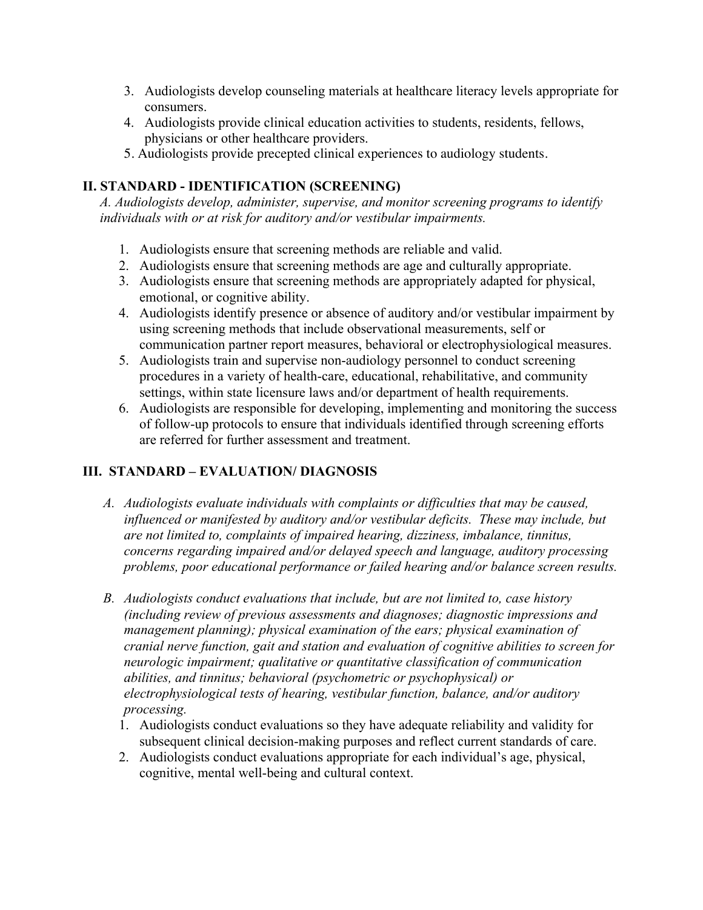3. Audiologists develop counseling materials at healthcare literacy levels appropriate for consumers.
4. Audiologists provide clinical education activities to students, residents, fellows, physicians or other healthcare providers.
5. Audiologists provide precepted clinical experiences to audiology students.

## II. STANDARD - IDENTIFICATION (SCREENING)

*A. Audiologists develop, administer, supervise, and monitor screening programs to identify individuals with or at risk for auditory and/or vestibular impairments.*

1. Audiologists ensure that screening methods are reliable and valid.
2. Audiologists ensure that screening methods are age and culturally appropriate.
3. Audiologists ensure that screening methods are appropriately adapted for physical, emotional, or cognitive ability.
4. Audiologists identify presence or absence of auditory and/or vestibular impairment by using screening methods that include observational measurements, self or communication partner report measures, behavioral or electrophysiological measures.
5. Audiologists train and supervise non-audiology personnel to conduct screening procedures in a variety of health-care, educational, rehabilitative, and community settings, within state licensure laws and/or department of health requirements.
6. Audiologists are responsible for developing, implementing and monitoring the success of follow-up protocols to ensure that individuals identified through screening efforts are referred for further assessment and treatment.

## III. STANDARD – EVALUATION/ DIAGNOSIS

*A. Audiologists evaluate individuals with complaints or difficulties that may be caused, influenced or manifested by auditory and/or vestibular deficits. These may include, but are not limited to, complaints of impaired hearing, dizziness, imbalance, tinnitus, concerns regarding impaired and/or delayed speech and language, auditory processing problems, poor educational performance or failed hearing and/or balance screen results.*

*B. Audiologists conduct evaluations that include, but are not limited to, case history (including review of previous assessments and diagnoses; diagnostic impressions and management planning); physical examination of the ears; physical examination of cranial nerve function, gait and station and evaluation of cognitive abilities to screen for neurologic impairment; qualitative or quantitative classification of communication abilities, and tinnitus; behavioral (psychometric or psychophysical) or electrophysiological tests of hearing, vestibular function, balance, and/or auditory processing.*

1. Audiologists conduct evaluations so they have adequate reliability and validity for subsequent clinical decision-making purposes and reflect current standards of care.
2. Audiologists conduct evaluations appropriate for each individual's age, physical, cognitive, mental well-being and cultural context.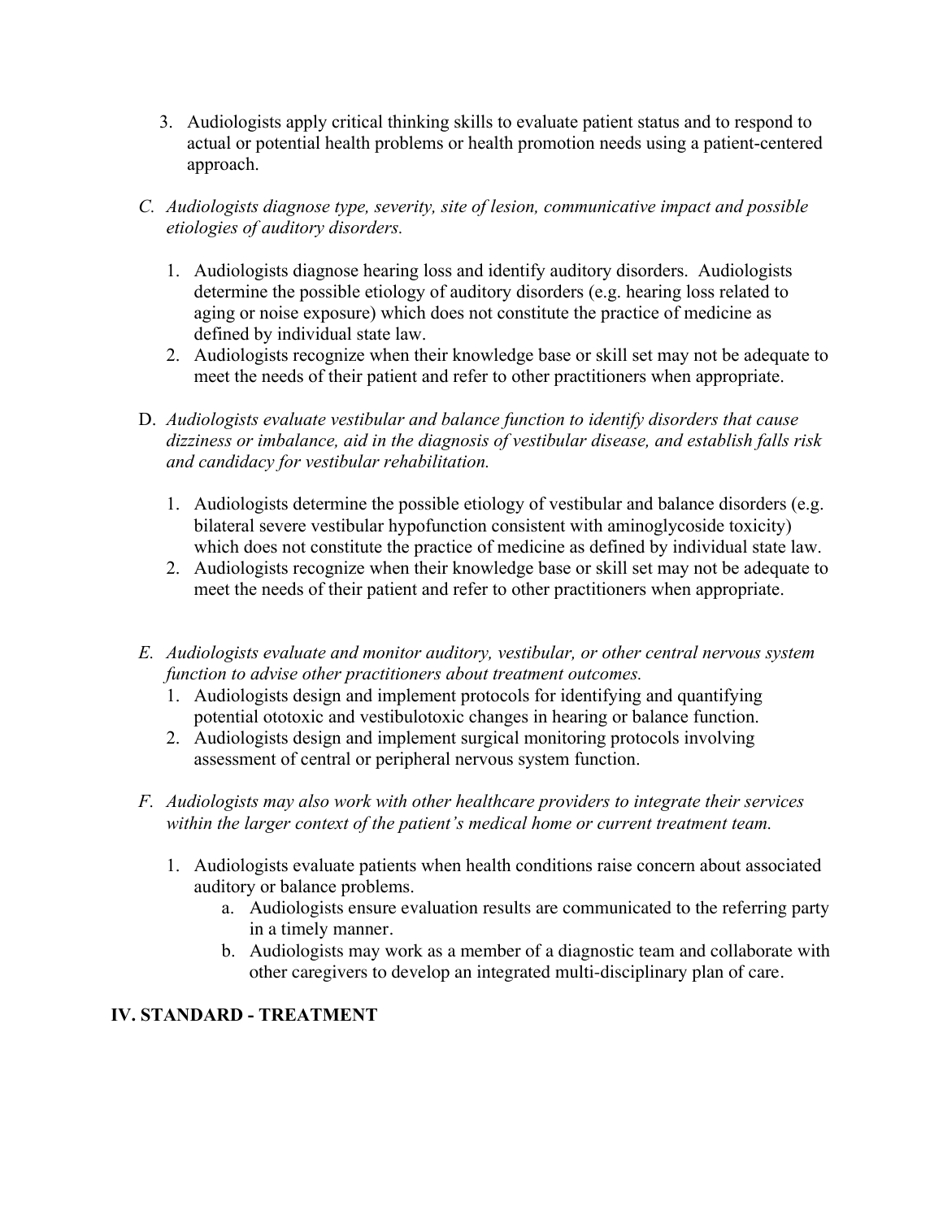3. Audiologists apply critical thinking skills to evaluate patient status and to respond to actual or potential health problems or health promotion needs using a patient-centered approach.

*C. Audiologists diagnose type, severity, site of lesion, communicative impact and possible etiologies of auditory disorders.*

1. Audiologists diagnose hearing loss and identify auditory disorders. Audiologists determine the possible etiology of auditory disorders (e.g. hearing loss related to aging or noise exposure) which does not constitute the practice of medicine as defined by individual state law.
2. Audiologists recognize when their knowledge base or skill set may not be adequate to meet the needs of their patient and refer to other practitioners when appropriate.

D. *Audiologists evaluate vestibular and balance function to identify disorders that cause dizziness or imbalance, aid in the diagnosis of vestibular disease, and establish falls risk and candidacy for vestibular rehabilitation.*

1. Audiologists determine the possible etiology of vestibular and balance disorders (e.g. bilateral severe vestibular hypofunction consistent with aminoglycoside toxicity) which does not constitute the practice of medicine as defined by individual state law.
2. Audiologists recognize when their knowledge base or skill set may not be adequate to meet the needs of their patient and refer to other practitioners when appropriate.

*E. Audiologists evaluate and monitor auditory, vestibular, or other central nervous system function to advise other practitioners about treatment outcomes.*

1. Audiologists design and implement protocols for identifying and quantifying potential ototoxic and vestibulotoxic changes in hearing or balance function.
2. Audiologists design and implement surgical monitoring protocols involving assessment of central or peripheral nervous system function.

*F. Audiologists may also work with other healthcare providers to integrate their services within the larger context of the patient's medical home or current treatment team.*

1. Audiologists evaluate patients when health conditions raise concern about associated auditory or balance problems.
   a. Audiologists ensure evaluation results are communicated to the referring party in a timely manner.
   b. Audiologists may work as a member of a diagnostic team and collaborate with other caregivers to develop an integrated multi-disciplinary plan of care.

## IV. STANDARD - TREATMENT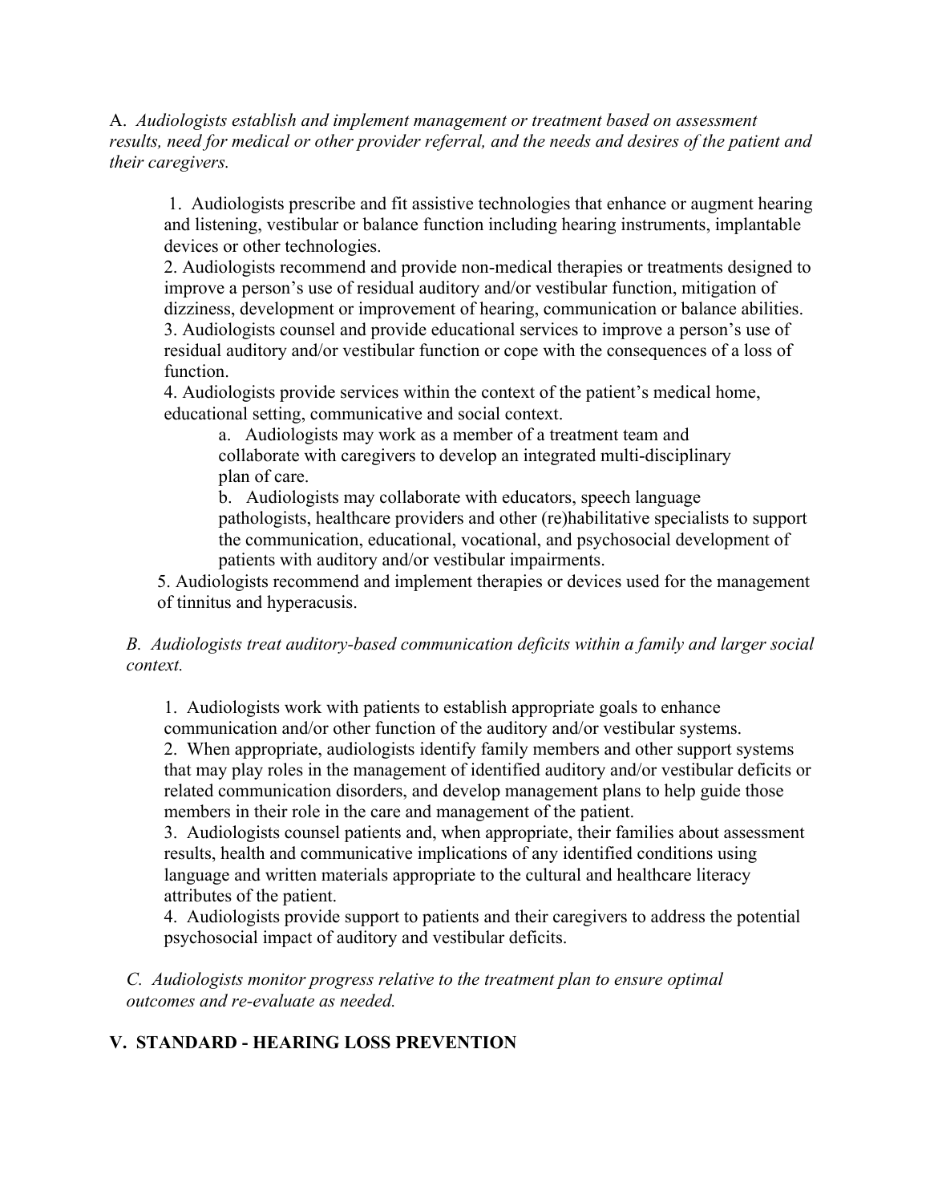A. *Audiologists establish and implement management or treatment based on assessment results, need for medical or other provider referral, and the needs and desires of the patient and their caregivers.*

1. Audiologists prescribe and fit assistive technologies that enhance or augment hearing and listening, vestibular or balance function including hearing instruments, implantable devices or other technologies.
2. Audiologists recommend and provide non-medical therapies or treatments designed to improve a person's use of residual auditory and/or vestibular function, mitigation of dizziness, development or improvement of hearing, communication or balance abilities.
3. Audiologists counsel and provide educational services to improve a person's use of residual auditory and/or vestibular function or cope with the consequences of a loss of function.
4. Audiologists provide services within the context of the patient's medical home, educational setting, communicative and social context.
   a. Audiologists may work as a member of a treatment team and collaborate with caregivers to develop an integrated multi-disciplinary plan of care.
   b. Audiologists may collaborate with educators, speech language pathologists, healthcare providers and other (re)habilitative specialists to support the communication, educational, vocational, and psychosocial development of patients with auditory and/or vestibular impairments.
5. Audiologists recommend and implement therapies or devices used for the management of tinnitus and hyperacusis.

*B. Audiologists treat auditory-based communication deficits within a family and larger social context.*

1. Audiologists work with patients to establish appropriate goals to enhance communication and/or other function of the auditory and/or vestibular systems.
2. When appropriate, audiologists identify family members and other support systems that may play roles in the management of identified auditory and/or vestibular deficits or related communication disorders, and develop management plans to help guide those members in their role in the care and management of the patient.
3. Audiologists counsel patients and, when appropriate, their families about assessment results, health and communicative implications of any identified conditions using language and written materials appropriate to the cultural and healthcare literacy attributes of the patient.
4. Audiologists provide support to patients and their caregivers to address the potential psychosocial impact of auditory and vestibular deficits.

*C. Audiologists monitor progress relative to the treatment plan to ensure optimal outcomes and re-evaluate as needed.*

## V. STANDARD - HEARING LOSS PREVENTION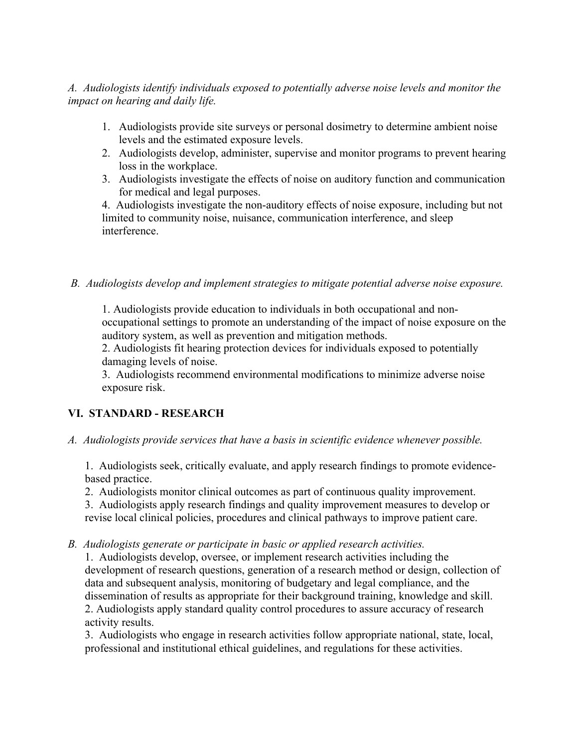*A. Audiologists identify individuals exposed to potentially adverse noise levels and monitor the impact on hearing and daily life.*

1. Audiologists provide site surveys or personal dosimetry to determine ambient noise levels and the estimated exposure levels.
2. Audiologists develop, administer, supervise and monitor programs to prevent hearing loss in the workplace.
3. Audiologists investigate the effects of noise on auditory function and communication for medical and legal purposes.
4. Audiologists investigate the non-auditory effects of noise exposure, including but not limited to community noise, nuisance, communication interference, and sleep interference.

*B. Audiologists develop and implement strategies to mitigate potential adverse noise exposure.*

1. Audiologists provide education to individuals in both occupational and non-occupational settings to promote an understanding of the impact of noise exposure on the auditory system, as well as prevention and mitigation methods.
2. Audiologists fit hearing protection devices for individuals exposed to potentially damaging levels of noise.
3. Audiologists recommend environmental modifications to minimize adverse noise exposure risk.

## VI. STANDARD - RESEARCH

*A. Audiologists provide services that have a basis in scientific evidence whenever possible.*

1. Audiologists seek, critically evaluate, and apply research findings to promote evidence-based practice.
2. Audiologists monitor clinical outcomes as part of continuous quality improvement.
3. Audiologists apply research findings and quality improvement measures to develop or revise local clinical policies, procedures and clinical pathways to improve patient care.

*B. Audiologists generate or participate in basic or applied research activities.*

1. Audiologists develop, oversee, or implement research activities including the development of research questions, generation of a research method or design, collection of data and subsequent analysis, monitoring of budgetary and legal compliance, and the dissemination of results as appropriate for their background training, knowledge and skill.
2. Audiologists apply standard quality control procedures to assure accuracy of research activity results.
3. Audiologists who engage in research activities follow appropriate national, state, local, professional and institutional ethical guidelines, and regulations for these activities.